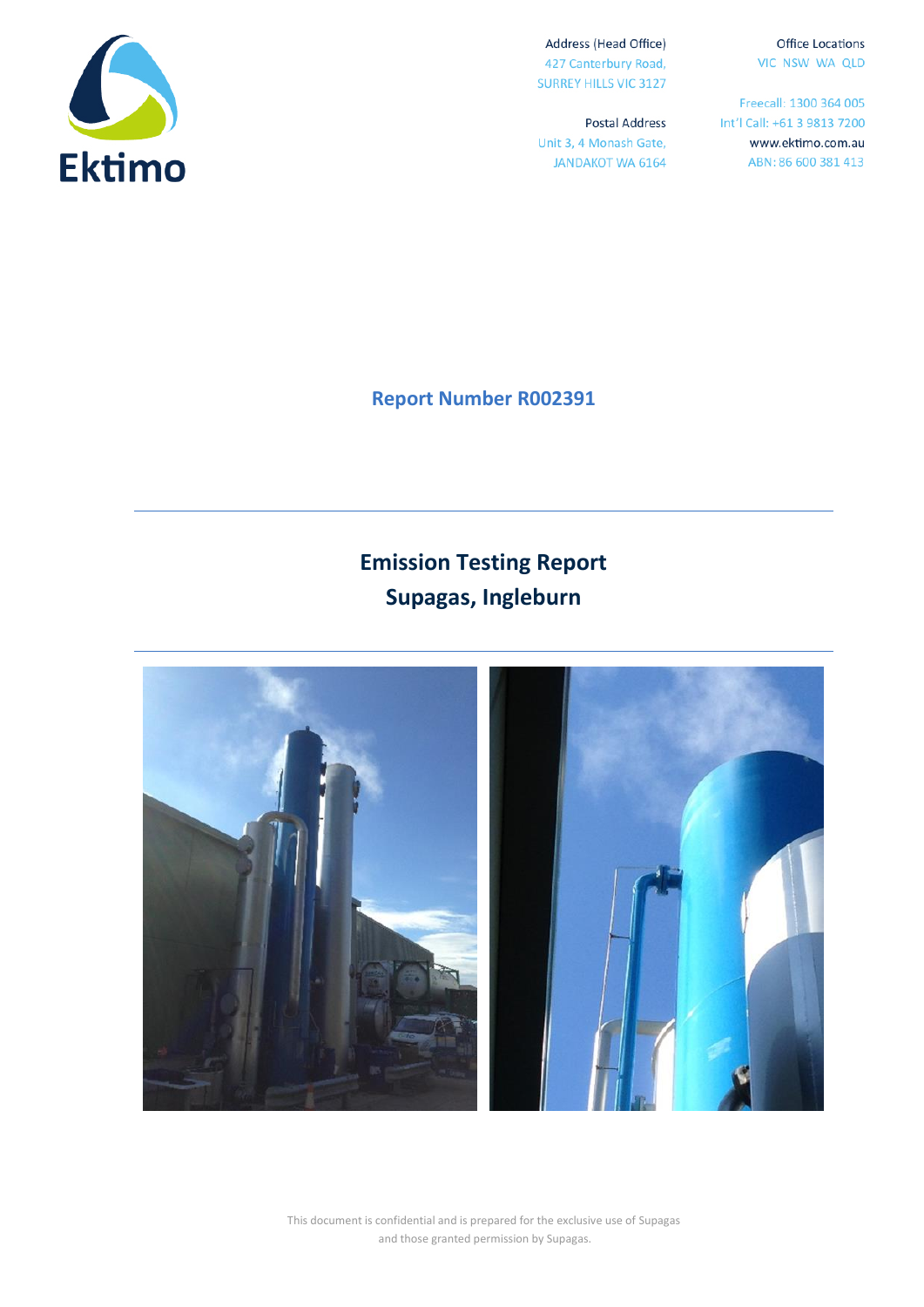Ektimo

Address (Head Office)
427 Canterbury Road,
SURREY HILLS VIC 3127

Postal Address
Unit 3, 4 Monash Gate,
JANDAKOT WA 6164

Office Locations
VIC NSW WA QLD

Freecall: 1300 364 005
Int'l Call: +61 3 9813 7200
www.ektimo.com.au
ABN: 86 600 381 413

**Report Number R002391**

# Emission Testing Report
# Supagas, Ingleburn

This document is confidential and is prepared for the exclusive use of Supagas and those granted permission by Supagas.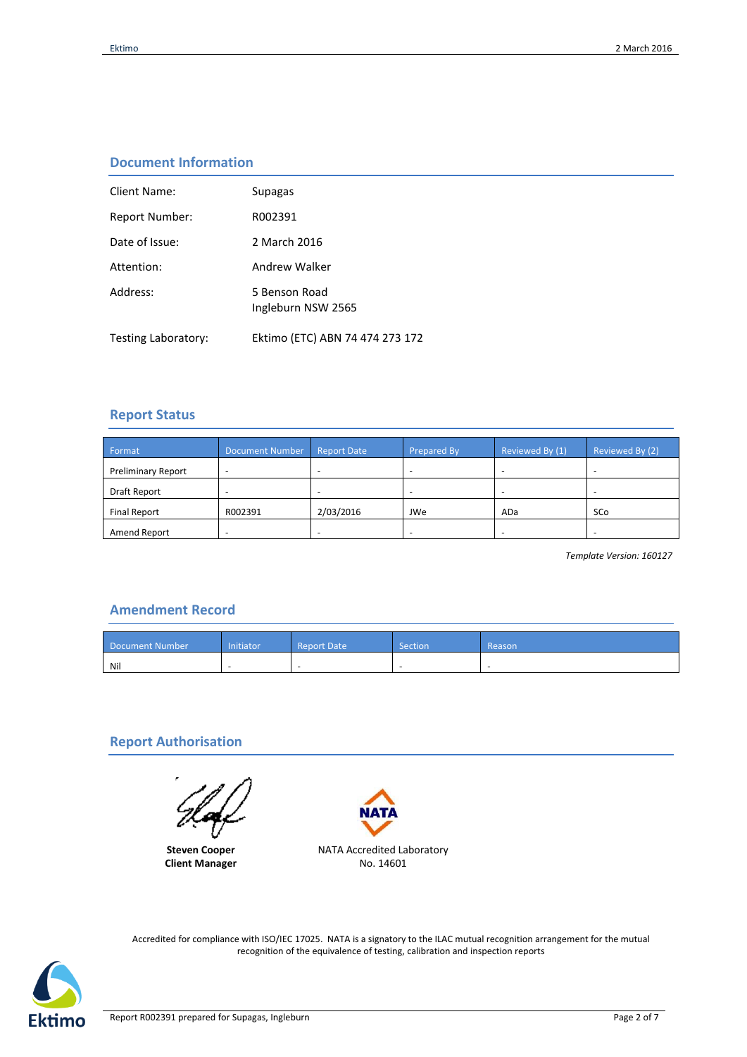## Document Information

| | |
|---|---|
| Client Name: | Supagas |
| Report Number: | R002391 |
| Date of Issue: | 2 March 2016 |
| Attention: | Andrew Walker |
| Address: | 5 Benson Road<br>Ingleburn NSW 2565 |
| Testing Laboratory: | Ektimo (ETC) ABN 74 474 273 172 |

## Report Status

| Format | Document Number | Report Date | Prepared By | Reviewed By (1) | Reviewed By (2) |
|---|---|---|---|---|---|
| Preliminary Report | - | - | - | - | - |
| Draft Report | - | - | - | - | - |
| Final Report | R002391 | 2/03/2016 | JWe | ADa | SCo |
| Amend Report | - | - | - | - | - |

*Template Version: 160127*

## Amendment Record

| Document Number | Initiator | Report Date | Section | Reason |
|---|---|---|---|---|
| Nil | - | - | - | - |

## Report Authorisation

**Steven Cooper**
**Client Manager**

NATA Accredited Laboratory
No. 14601

Accredited for compliance with ISO/IEC 17025. NATA is a signatory to the ILAC mutual recognition arrangement for the mutual recognition of the equivalence of testing, calibration and inspection reports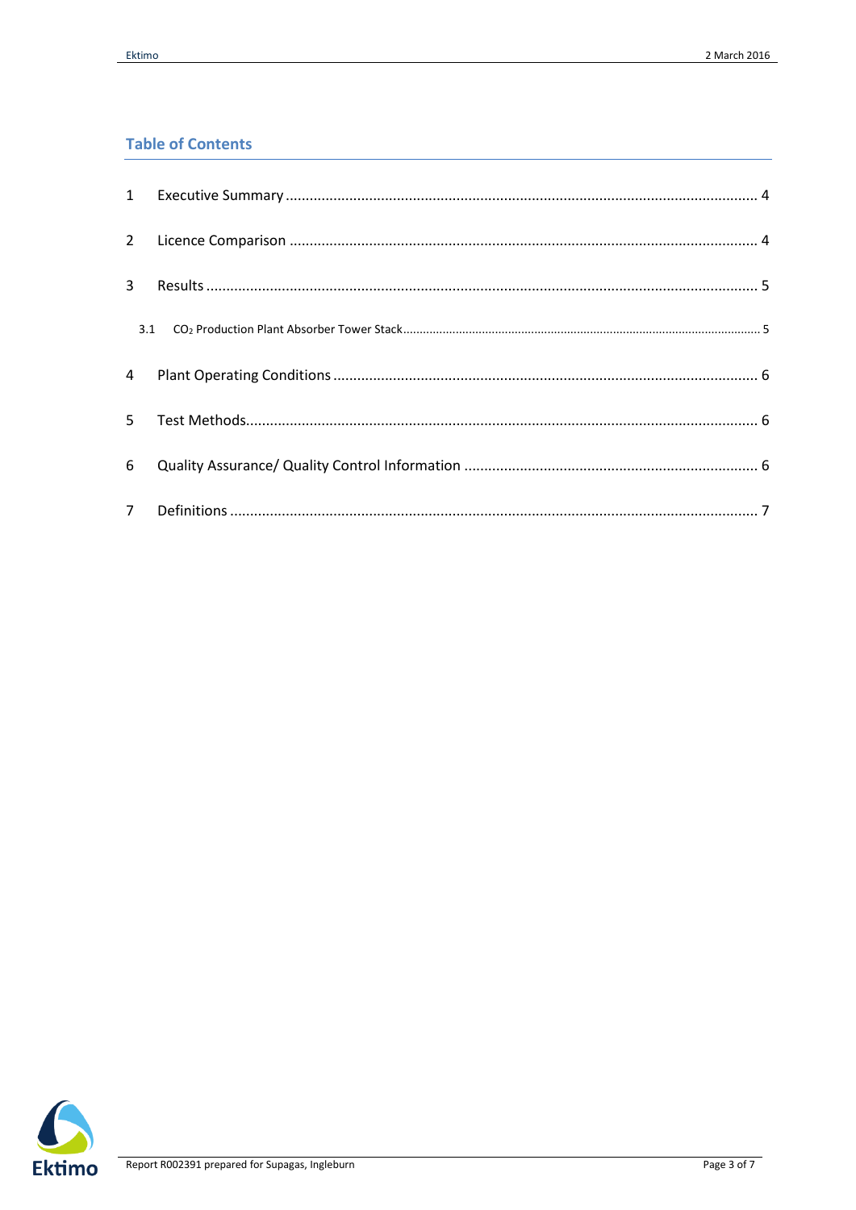## Table of Contents

| | | |
|---|---|---|
| 1 | Executive Summary | 4 |
| 2 | Licence Comparison | 4 |
| 3 | Results | 5 |
| 3.1 | $CO_2$ Production Plant Absorber Tower Stack | 5 |
| 4 | Plant Operating Conditions | 6 |
| 5 | Test Methods | 6 |
| 6 | Quality Assurance/ Quality Control Information | 6 |
| 7 | Definitions | 7 |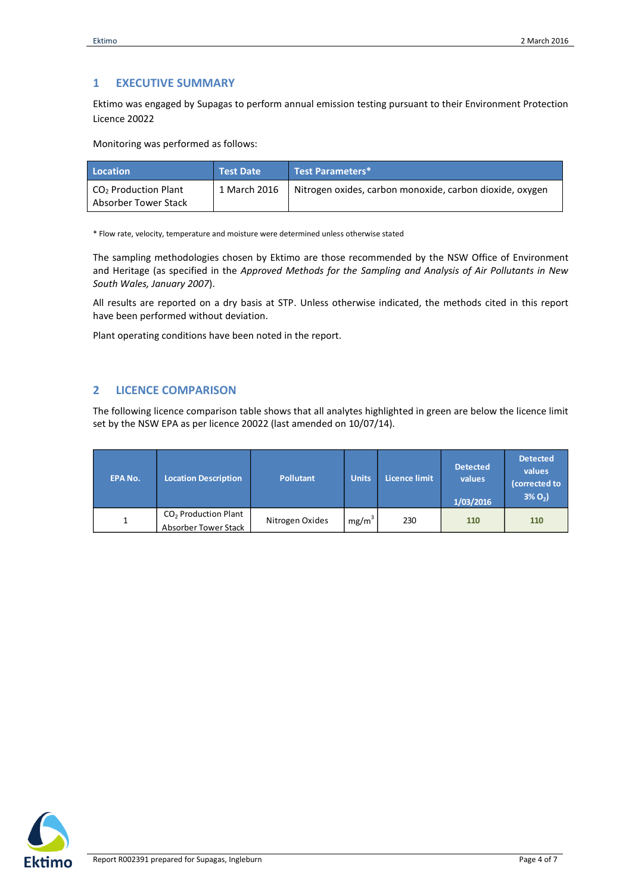# 1 EXECUTIVE SUMMARY

Ektimo was engaged by Supagas to perform annual emission testing pursuant to their Environment Protection Licence 20022

Monitoring was performed as follows:

| Location | Test Date | Test Parameters* |
|---|---|---|
| $CO_2$ Production Plant Absorber Tower Stack | 1 March 2016 | Nitrogen oxides, carbon monoxide, carbon dioxide, oxygen |

* Flow rate, velocity, temperature and moisture were determined unless otherwise stated

The sampling methodologies chosen by Ektimo are those recommended by the NSW Office of Environment and Heritage (as specified in the *Approved Methods for the Sampling and Analysis of Air Pollutants in New South Wales, January 2007*).

All results are reported on a dry basis at STP. Unless otherwise indicated, the methods cited in this report have been performed without deviation.

Plant operating conditions have been noted in the report.

# 2 LICENCE COMPARISON

The following licence comparison table shows that all analytes highlighted in green are below the licence limit set by the NSW EPA as per licence 20022 (last amended on 10/07/14).

| EPA No. | Location Description | Pollutant | Units | Licence limit | Detected values 1/03/2016 | Detected values (corrected to 3% $O_2$) |
|---|---|---|---|---|---|---|
| 1 | $CO_2$ Production Plant Absorber Tower Stack | Nitrogen Oxides | $mg/m^3$ | 230 | 110 | 110 |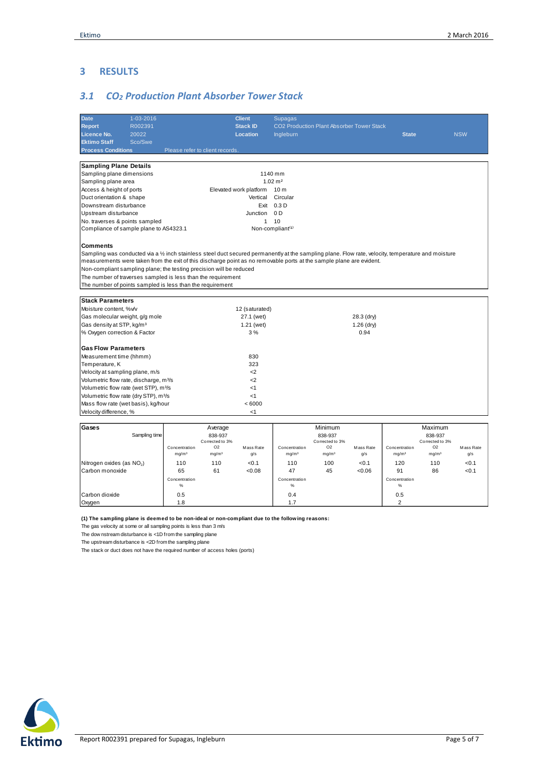# 3 RESULTS

## 3.1 $CO_2$ Production Plant Absorber Tower Stack

| | | | | | |
|---|---|---|---|---|---|
| **Date** | 1-03-2016 | **Client** | Supagas | | |
| **Report** | R002391 | **Stack ID** | CO2 Production Plant Absorber Tower Stack | | |
| **Licence No.** | 20022 | **Location** | Ingleburn | **State** | NSW |
| **Ektimo Staff** | Sco/Swe | | | | |
| **Process Conditions** | Please refer to client records. | | | | |

| **Sampling Plane Details** | | |
|---|---|---|
| Sampling plane dimensions | 1140 mm | |
| Sampling plane area | $1.02\ m^2$ | |
| Access & height of ports | Elevated work platform | 10 m |
| Duct orientation & shape | Vertical | Circular |
| Downstream disturbance | Exit | 0.3 D |
| Upstream disturbance | Junction | 0 D |
| No. traverses & points sampled | 1 | 10 |
| Compliance of sample plane to AS4323.1 | Non-compliant[(1)] | |

**Comments**

Sampling was conducted via a ½ inch stainless steel duct secured permanently at the sampling plane. Flow rate, velocity, temperature and moisture measurements were taken from the exit of this discharge point as no removable ports at the sample plane are evident.

Non-compliant sampling plane; the testing precision will be reduced

The number of traverses sampled is less than the requirement

The number of points sampled is less than the requirement

| **Stack Parameters** | | |
|---|---|---|
| Moisture content, %v/v | 12 (saturated) | |
| Gas molecular weight, g/g mole | 27.1 (wet) | 28.3 (dry) |
| Gas density at STP, $kg/m^3$ | 1.21 (wet) | 1.26 (dry) |
| % Oxygen correction & Factor | 3 % | 0.94 |

| **Gas Flow Parameters** | |
|---|---|
| Measurement time (hhmm) | 830 |
| Temperature, K | 323 |
| Velocity at sampling plane, m/s | <2 |
| Volumetric flow rate, discharge, $m^3/s$ | <2 |
| Volumetric flow rate (wet STP), $m^3/s$ | <1 |
| Volumetric flow rate (dry STP), $m^3/s$ | <1 |
| Mass flow rate (wet basis), kg/hour | < 6000 |
| Velocity difference, % | <1 |

| **Gases** | Average | | | Minimum | | | Maximum | | |
|---|---|---|---|---|---|---|---|---|---|
| Sampling time | 838-937 | | | 838-937 | | | 838-937 | | |
| | Concentration $mg/m^3$ | Corrected to 3% O2 $mg/m^3$ | Mass Rate g/s | Concentration $mg/m^3$ | Corrected to 3% O2 $mg/m^3$ | Mass Rate g/s | Concentration $mg/m^3$ | Corrected to 3% O2 $mg/m^3$ | Mass Rate g/s |
| Nitrogen oxides (as $NO_2$) | 110 | 110 | <0.1 | 110 | 100 | <0.1 | 120 | 110 | <0.1 |
| Carbon monoxide | 65 | 61 | <0.08 | 47 | 45 | <0.06 | 91 | 86 | <0.1 |
| | Concentration % | | | Concentration % | | | Concentration % | | |
| Carbon dioxide | 0.5 | | | 0.4 | | | 0.5 | | |
| Oxygen | 1.8 | | | 1.7 | | | 2 | | |

**(1) The sampling plane is deemed to be non-ideal or non-compliant due to the following reasons:**

The gas velocity at some or all sampling points is less than 3 m/s

The downstream disturbance is <1D from the sampling plane

The upstream disturbance is <2D from the sampling plane

The stack or duct does not have the required number of access holes (ports)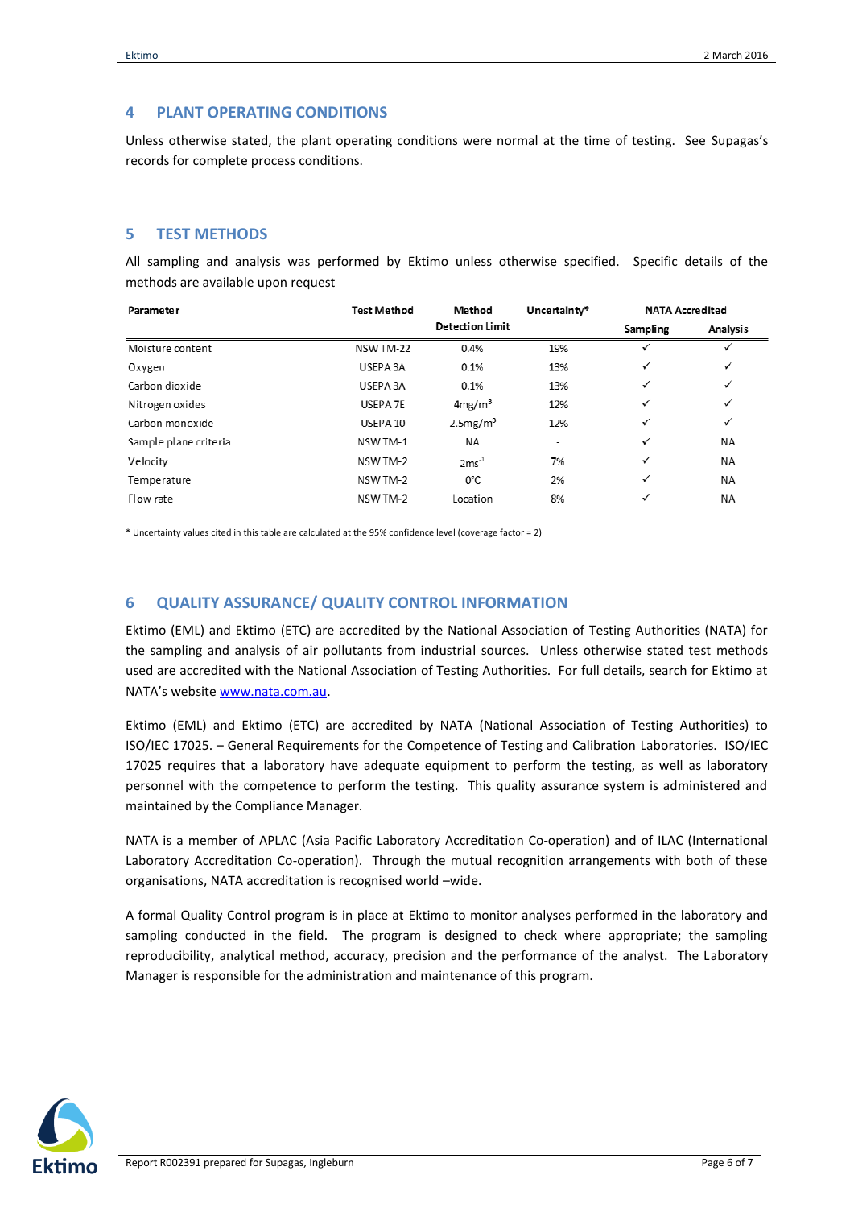## 4 PLANT OPERATING CONDITIONS

Unless otherwise stated, the plant operating conditions were normal at the time of testing. See Supagas's records for complete process conditions.

## 5 TEST METHODS

All sampling and analysis was performed by Ektimo unless otherwise specified. Specific details of the methods are available upon request

| Parameter | Test Method | Method Detection Limit | Uncertainty* | NATA Accredited | |
|---|---|---|---|---|---|
| | | | | Sampling | Analysis |
| Moisture content | NSW TM-22 | 0.4% | 19% | ✓ | ✓ |
| Oxygen | USEPA 3A | 0.1% | 13% | ✓ | ✓ |
| Carbon dioxide | USEPA 3A | 0.1% | 13% | ✓ | ✓ |
| Nitrogen oxides | USEPA 7E | $4mg/m^3$ | 12% | ✓ | ✓ |
| Carbon monoxide | USEPA 10 | $2.5mg/m^3$ | 12% | ✓ | ✓ |
| Sample plane criteria | NSW TM-1 | NA | - | ✓ | NA |
| Velocity | NSW TM-2 | $2ms^{-1}$ | 7% | ✓ | NA |
| Temperature | NSW TM-2 | 0°C | 2% | ✓ | NA |
| Flow rate | NSW TM-2 | Location | 8% | ✓ | NA |

\* Uncertainty values cited in this table are calculated at the 95% confidence level (coverage factor = 2)

## 6 QUALITY ASSURANCE/ QUALITY CONTROL INFORMATION

Ektimo (EML) and Ektimo (ETC) are accredited by the National Association of Testing Authorities (NATA) for the sampling and analysis of air pollutants from industrial sources. Unless otherwise stated test methods used are accredited with the National Association of Testing Authorities. For full details, search for Ektimo at NATA's website www.nata.com.au.

Ektimo (EML) and Ektimo (ETC) are accredited by NATA (National Association of Testing Authorities) to ISO/IEC 17025. – General Requirements for the Competence of Testing and Calibration Laboratories. ISO/IEC 17025 requires that a laboratory have adequate equipment to perform the testing, as well as laboratory personnel with the competence to perform the testing. This quality assurance system is administered and maintained by the Compliance Manager.

NATA is a member of APLAC (Asia Pacific Laboratory Accreditation Co-operation) and of ILAC (International Laboratory Accreditation Co-operation). Through the mutual recognition arrangements with both of these organisations, NATA accreditation is recognised world –wide.

A formal Quality Control program is in place at Ektimo to monitor analyses performed in the laboratory and sampling conducted in the field. The program is designed to check where appropriate; the sampling reproducibility, analytical method, accuracy, precision and the performance of the analyst. The Laboratory Manager is responsible for the administration and maintenance of this program.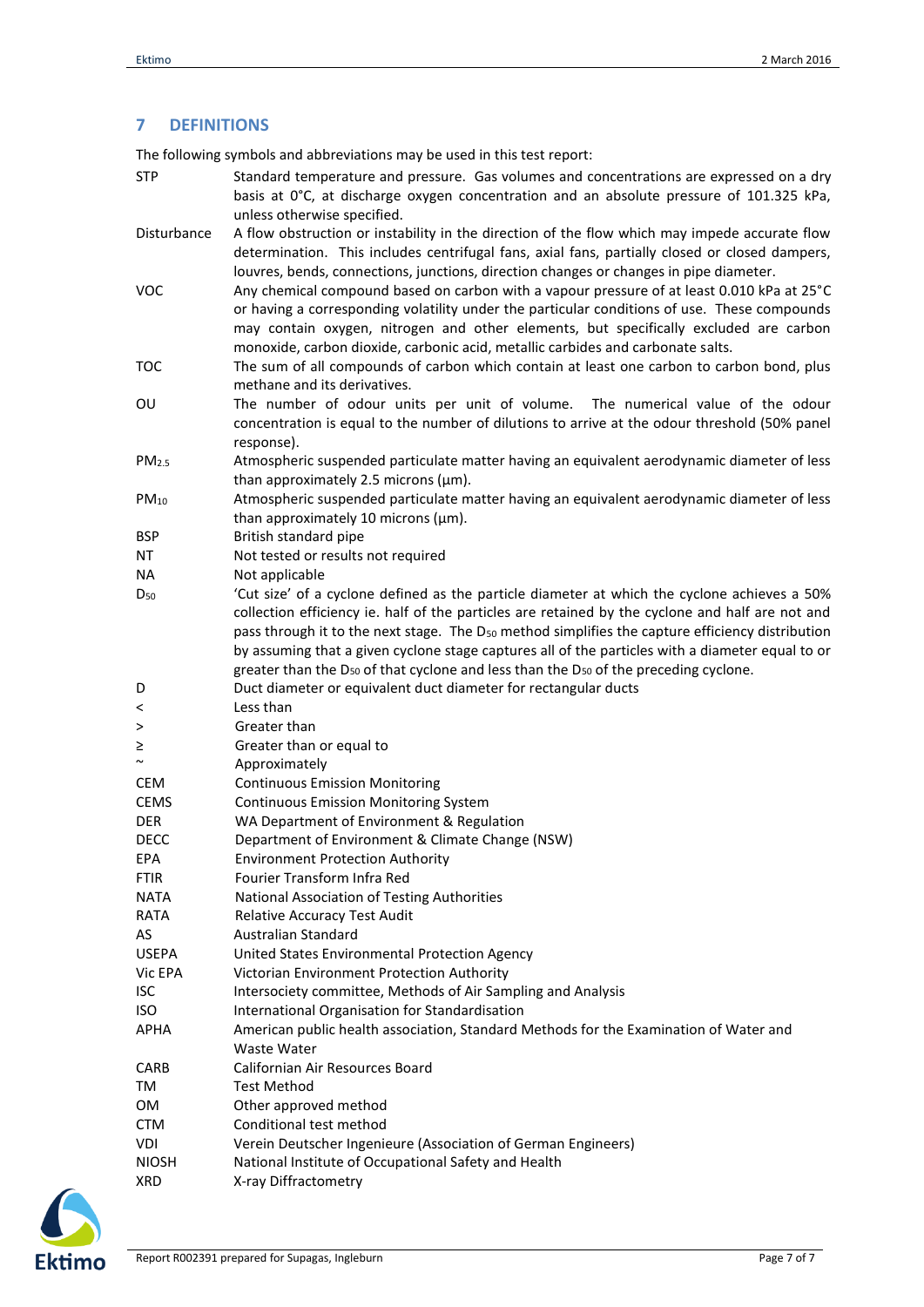## 7 DEFINITIONS

The following symbols and abbreviations may be used in this test report:

| | |
|---|---|
| STP | Standard temperature and pressure. Gas volumes and concentrations are expressed on a dry basis at 0°C, at discharge oxygen concentration and an absolute pressure of 101.325 kPa, unless otherwise specified. |
| Disturbance | A flow obstruction or instability in the direction of the flow which may impede accurate flow determination. This includes centrifugal fans, axial fans, partially closed or closed dampers, louvres, bends, connections, junctions, direction changes or changes in pipe diameter. |
| VOC | Any chemical compound based on carbon with a vapour pressure of at least 0.010 kPa at 25°C or having a corresponding volatility under the particular conditions of use. These compounds may contain oxygen, nitrogen and other elements, but specifically excluded are carbon monoxide, carbon dioxide, carbonic acid, metallic carbides and carbonate salts. |
| TOC | The sum of all compounds of carbon which contain at least one carbon to carbon bond, plus methane and its derivatives. |
| OU | The number of odour units per unit of volume. The numerical value of the odour concentration is equal to the number of dilutions to arrive at the odour threshold (50% panel response). |
| $PM_{2.5}$ | Atmospheric suspended particulate matter having an equivalent aerodynamic diameter of less than approximately 2.5 microns (µm). |
| $PM_{10}$ | Atmospheric suspended particulate matter having an equivalent aerodynamic diameter of less than approximately 10 microns (µm). |
| BSP | British standard pipe |
| NT | Not tested or results not required |
| NA | Not applicable |
| $D_{50}$ | 'Cut size' of a cyclone defined as the particle diameter at which the cyclone achieves a 50% collection efficiency ie. half of the particles are retained by the cyclone and half are not and pass through it to the next stage. The $D_{50}$ method simplifies the capture efficiency distribution by assuming that a given cyclone stage captures all of the particles with a diameter equal to or greater than the $D_{50}$ of that cyclone and less than the $D_{50}$ of the preceding cyclone. |
| D | Duct diameter or equivalent duct diameter for rectangular ducts |
| < | Less than |
| > | Greater than |
| ≥ | Greater than or equal to |
| ~ | Approximately |
| CEM | Continuous Emission Monitoring |
| CEMS | Continuous Emission Monitoring System |
| DER | WA Department of Environment & Regulation |
| DECC | Department of Environment & Climate Change (NSW) |
| EPA | Environment Protection Authority |
| FTIR | Fourier Transform Infra Red |
| NATA | National Association of Testing Authorities |
| RATA | Relative Accuracy Test Audit |
| AS | Australian Standard |
| USEPA | United States Environmental Protection Agency |
| Vic EPA | Victorian Environment Protection Authority |
| ISC | Intersociety committee, Methods of Air Sampling and Analysis |
| ISO | International Organisation for Standardisation |
| APHA | American public health association, Standard Methods for the Examination of Water and Waste Water |
| CARB | Californian Air Resources Board |
| TM | Test Method |
| OM | Other approved method |
| CTM | Conditional test method |
| VDI | Verein Deutscher Ingenieure (Association of German Engineers) |
| NIOSH | National Institute of Occupational Safety and Health |
| XRD | X-ray Diffractometry |